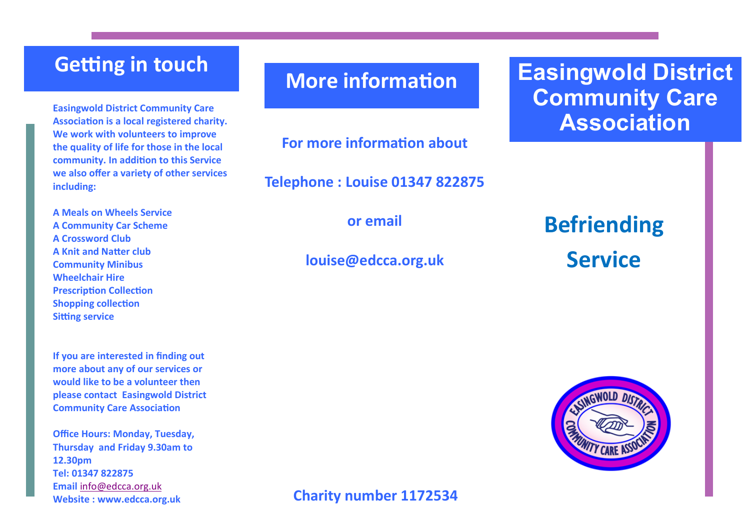## Getting in touch

**Easingwold District Community Care Association is a local registered charity. We work with volunteers to improve the quality of life for those in the local community. In addition to this Service we also offer a variety of other services including:**

**A Meals on Wheels Service**
**A Community Car Scheme**
**A Crossword Club**
**A Knit and Natter club**
**Community Minibus**
**Wheelchair Hire**
**Prescription Collection**
**Shopping collection**
**Sitting service**

**If you are interested in finding out more about any of our services or would like to be a volunteer then please contact Easingwold District Community Care Association**

**Office Hours: Monday, Tuesday, Thursday and Friday 9.30am to 12.30pm**
**Tel: 01347 822875**
**Email info@edcca.org.uk**
**Website : www.edcca.org.uk**

## More information

**For more information about**

**Telephone : Louise 01347 822875**

**or email**

**louise@edcca.org.uk**

**Charity number 1172534**

# Easingwold District Community Care Association

# Befriending Service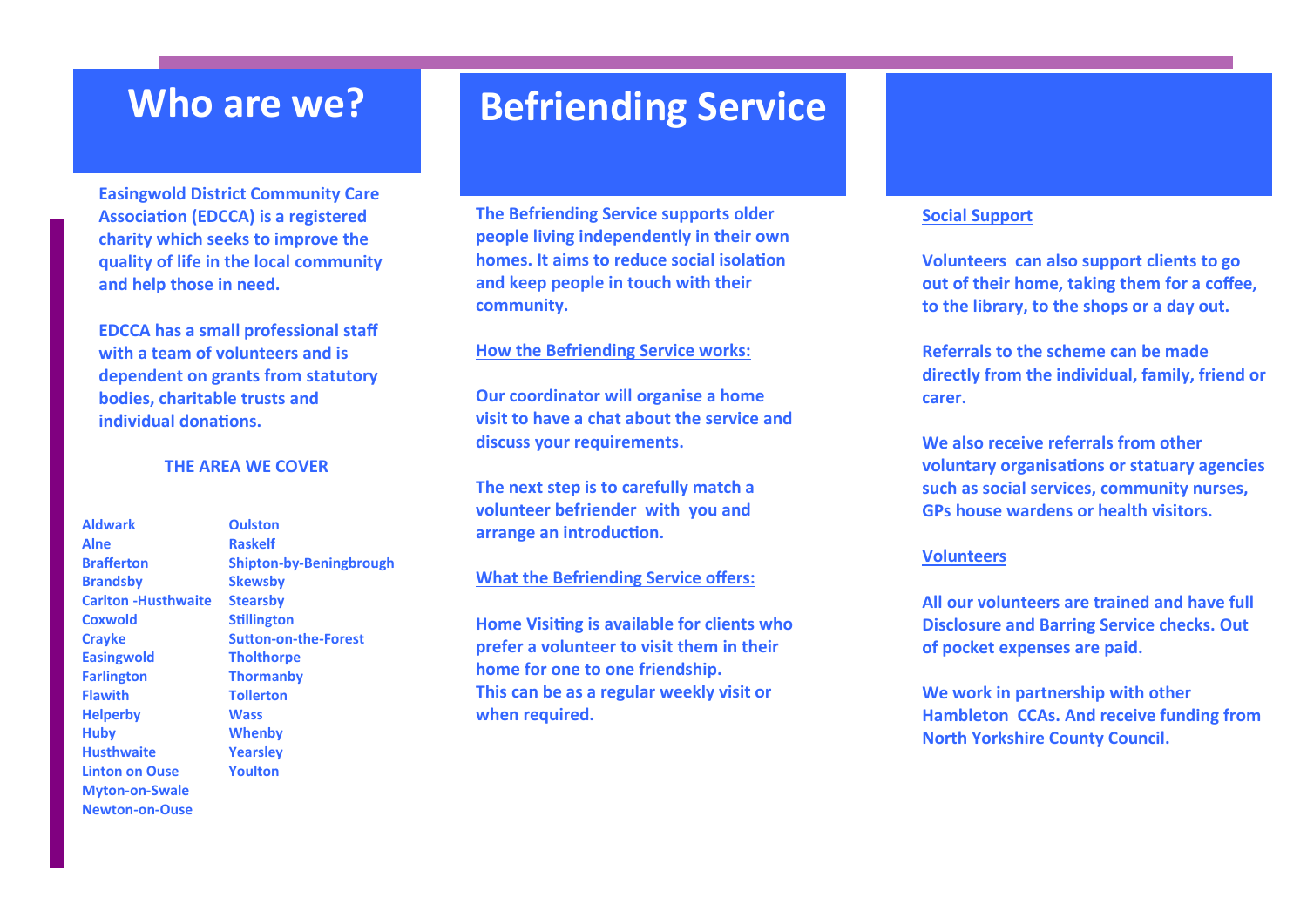# Who are we?

Easingwold District Community Care Association (EDCCA) is a registered charity which seeks to improve the quality of life in the local community and help those in need.

EDCCA has a small professional staff with a team of volunteers and is dependent on grants from statutory bodies, charitable trusts and individual donations.

### THE AREA WE COVER

- Aldwark
- Alne
- Brafferton
- Brandsby
- Carlton -Husthwaite
- Coxwold
- Crayke
- Easingwold
- Farlington
- Flawith
- Helperby
- Huby
- Husthwaite
- Linton on Ouse
- Myton-on-Swale
- Newton-on-Ouse
- Oulston
- Raskelf
- Shipton-by-Beningbrough
- Skewsby
- Stearsby
- Stillington
- Sutton-on-the-Forest
- Tholthorpe
- Thormanby
- Tollerton
- Wass
- Whenby
- Yearsley
- Youlton

# Befriending Service

The Befriending Service supports older people living independently in their own homes. It aims to reduce social isolation and keep people in touch with their community.

**How the Befriending Service works:**

Our coordinator will organise a home visit to have a chat about the service and discuss your requirements.

The next step is to carefully match a volunteer befriender with you and arrange an introduction.

**What the Befriending Service offers:**

Home Visiting is available for clients who prefer a volunteer to visit them in their home for one to one friendship.
This can be as a regular weekly visit or when required.

**Social Support**

Volunteers can also support clients to go out of their home, taking them for a coffee, to the library, to the shops or a day out.

Referrals to the scheme can be made directly from the individual, family, friend or carer.

We also receive referrals from other voluntary organisations or statuary agencies such as social services, community nurses, GPs house wardens or health visitors.

**Volunteers**

All our volunteers are trained and have full Disclosure and Barring Service checks. Out of pocket expenses are paid.

We work in partnership with other Hambleton CCAs. And receive funding from North Yorkshire County Council.